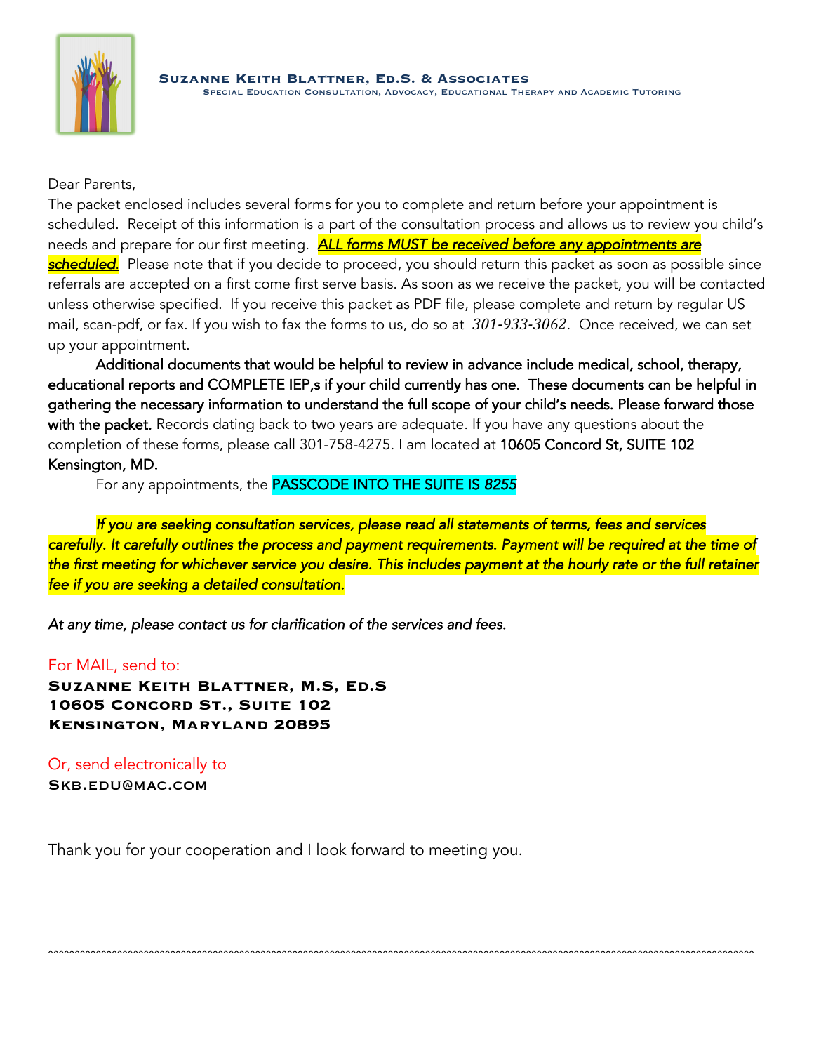**SUZANNE KEITH BLATTNER, ED.S. & ASSOCIATES**
SPECIAL EDUCATION CONSULTATION, ADVOCACY, EDUCATIONAL THERAPY AND ACADEMIC TUTORING

Dear Parents,

The packet enclosed includes several forms for you to complete and return before your appointment is scheduled. Receipt of this information is a part of the consultation process and allows us to review you child's needs and prepare for our first meeting. ***ALL forms MUST be received before any appointments are scheduled.*** Please note that if you decide to proceed, you should return this packet as soon as possible since referrals are accepted on a first come first serve basis. As soon as we receive the packet, you will be contacted unless otherwise specified. If you receive this packet as PDF file, please complete and return by regular US mail, scan-pdf, or fax. If you wish to fax the forms to us, do so at *301-933-3062*. Once received, we can set up your appointment.

Additional documents that would be helpful to review in advance include medical, school, therapy, educational reports and COMPLETE IEP,s if your child currently has one. These documents can be helpful in gathering the necessary information to understand the full scope of your child's needs. Please forward those with the packet. Records dating back to two years are adequate. If you have any questions about the completion of these forms, please call 301-758-4275. I am located at 10605 Concord St, SUITE 102 Kensington, MD.

For any appointments, the PASSCODE INTO THE SUITE IS *8255*

*If you are seeking consultation services, please read all statements of terms, fees and services carefully. It carefully outlines the process and payment requirements. Payment will be required at the time of the first meeting for whichever service you desire. This includes payment at the hourly rate or the full retainer fee if you are seeking a detailed consultation.*

*At any time, please contact us for clarification of the services and fees.*

For MAIL, send to:

**SUZANNE KEITH BLATTNER, M.S, ED.S**
**10605 CONCORD ST., SUITE 102**
**KENSINGTON, MARYLAND 20895**

Or, send electronically to

SKB.EDU@MAC.COM

Thank you for your cooperation and I look forward to meeting you.

^^^^^^^^^^^^^^^^^^^^^^^^^^^^^^^^^^^^^^^^^^^^^^^^^^^^^^^^^^^^^^^^^^^^^^^^^^^^^^^^^^^^^^^^^^^^^^^^^^^^^^^^^^^^^^^^^^^^^^^^^^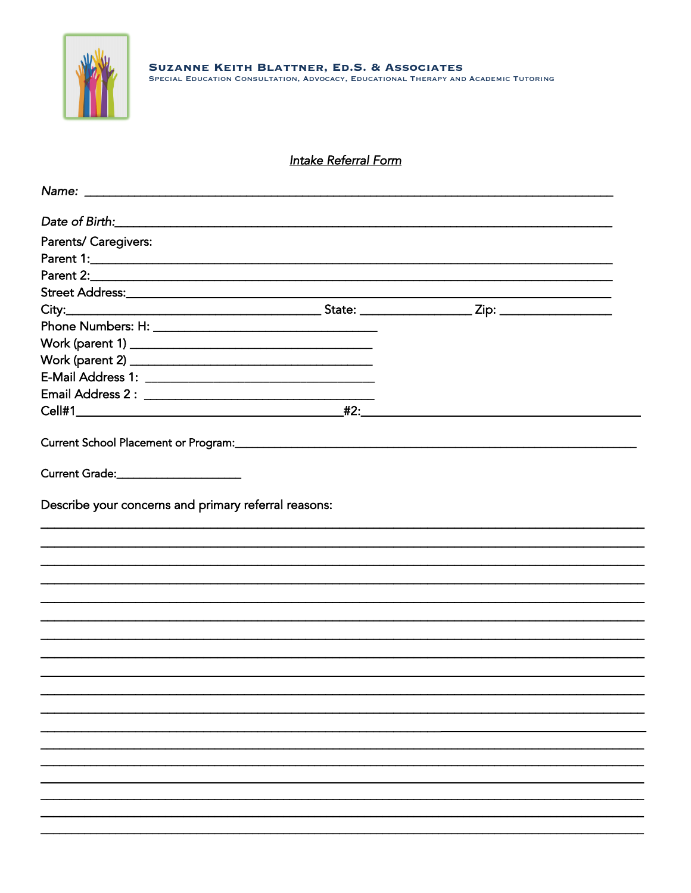**Suzanne Keith Blattner, Ed.S. & Associates**
Special Education Consultation, Advocacy, Educational Therapy and Academic Tutoring

## *Intake Referral Form*

*Name:* ___________________________________________________________________________

*Date of Birth:*_______________________________________________________________________

Parents/ Caregivers:

Parent 1:___________________________________________________________________________

Parent 2:___________________________________________________________________________

Street Address:______________________________________________________________________

City:_____________________________________ State: ________________ Zip: ________________

Phone Numbers: H: _________________________________

Work (parent 1) ___________________________________

Work (parent 2) ___________________________________

E-Mail Address 1: __________________________________

Email Address 2 : __________________________________

Cell#1_________________________________________#2:__________________________________________

Current School Placement or Program:_____________________________________________________________

Current Grade:____________________

Describe your concerns and primary referral reasons:

_____________________________________________________________________________________

_____________________________________________________________________________________

_____________________________________________________________________________________

_____________________________________________________________________________________

_____________________________________________________________________________________

_____________________________________________________________________________________

_____________________________________________________________________________________

_____________________________________________________________________________________

_____________________________________________________________________________________

_____________________________________________________________________________________

_____________________________________________________________________________________

_____________________________________________________________________________________

_____________________________________________________________________________________

_____________________________________________________________________________________

_____________________________________________________________________________________

_____________________________________________________________________________________

_____________________________________________________________________________________

_____________________________________________________________________________________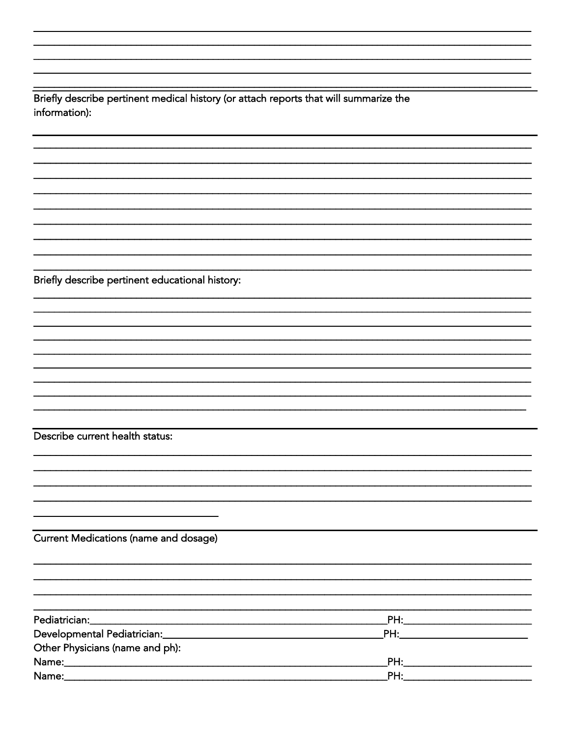Briefly describe pertinent medical history (or attach reports that will summarize the information):

Briefly describe pertinent educational history:

Describe current health status:

Current Medications (name and dosage)

Pediatrician:_______________________________________________ PH:____________________

Developmental Pediatrician:__________________________________ PH:____________________

Other Physicians (name and ph):

Name:______________________________________________________ PH:____________________

Name:______________________________________________________ PH:____________________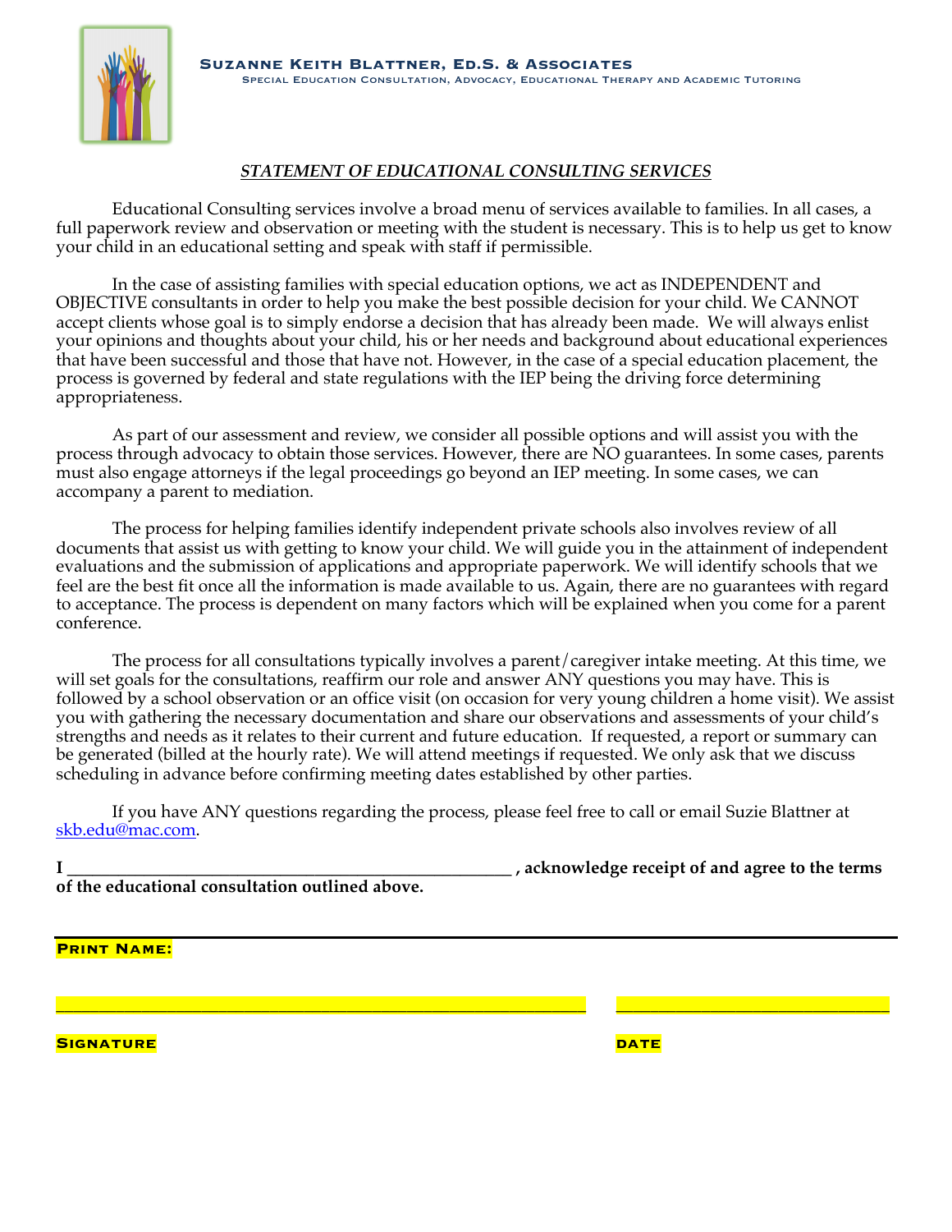**Suzanne Keith Blattner, Ed.S. & Associates**
Special Education Consultation, Advocacy, Educational Therapy and Academic Tutoring

## ***STATEMENT OF EDUCATIONAL CONSULTING SERVICES***

Educational Consulting services involve a broad menu of services available to families. In all cases, a full paperwork review and observation or meeting with the student is necessary. This is to help us get to know your child in an educational setting and speak with staff if permissible.

In the case of assisting families with special education options, we act as INDEPENDENT and OBJECTIVE consultants in order to help you make the best possible decision for your child. We CANNOT accept clients whose goal is to simply endorse a decision that has already been made. We will always enlist your opinions and thoughts about your child, his or her needs and background about educational experiences that have been successful and those that have not. However, in the case of a special education placement, the process is governed by federal and state regulations with the IEP being the driving force determining appropriateness.

As part of our assessment and review, we consider all possible options and will assist you with the process through advocacy to obtain those services. However, there are NO guarantees. In some cases, parents must also engage attorneys if the legal proceedings go beyond an IEP meeting. In some cases, we can accompany a parent to mediation.

The process for helping families identify independent private schools also involves review of all documents that assist us with getting to know your child. We will guide you in the attainment of independent evaluations and the submission of applications and appropriate paperwork. We will identify schools that we feel are the best fit once all the information is made available to us. Again, there are no guarantees with regard to acceptance. The process is dependent on many factors which will be explained when you come for a parent conference.

The process for all consultations typically involves a parent/caregiver intake meeting. At this time, we will set goals for the consultations, reaffirm our role and answer ANY questions you may have. This is followed by a school observation or an office visit (on occasion for very young children a home visit). We assist you with gathering the necessary documentation and share our observations and assessments of your child's strengths and needs as it relates to their current and future education. If requested, a report or summary can be generated (billed at the hourly rate). We will attend meetings if requested. We only ask that we discuss scheduling in advance before confirming meeting dates established by other parties.

If you have ANY questions regarding the process, please feel free to call or email Suzie Blattner at skb.edu@mac.com.

**I ______________________________________________________ , acknowledge receipt of and agree to the terms of the educational consultation outlined above.**

**PRINT NAME:**

_______________________________________________ ________________________

**SIGNATURE** **DATE**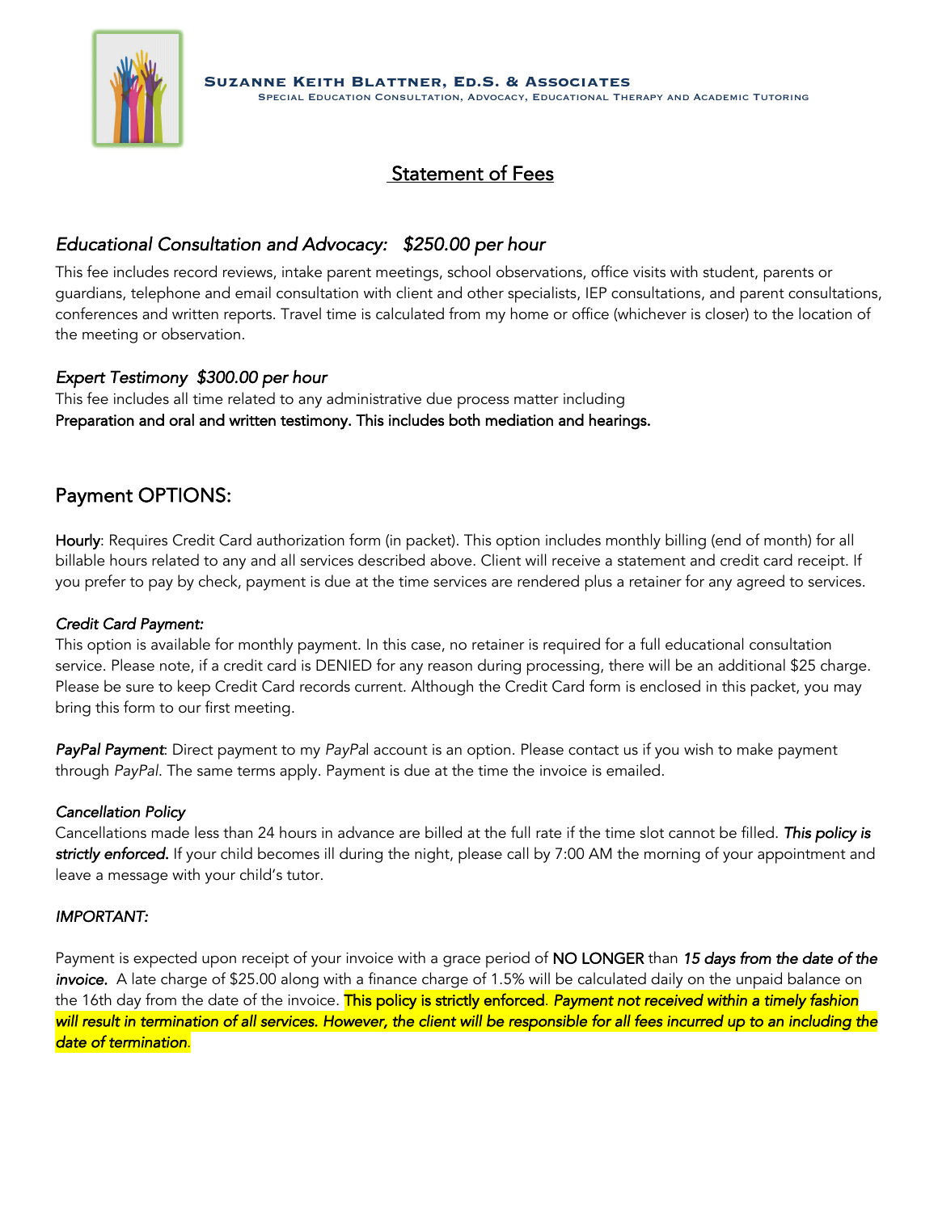**Suzanne Keith Blattner, Ed.S. & Associates**
Special Education Consultation, Advocacy, Educational Therapy and Academic Tutoring

# Statement of Fees

### *Educational Consultation and Advocacy: $250.00 per hour*

This fee includes record reviews, intake parent meetings, school observations, office visits with student, parents or guardians, telephone and email consultation with client and other specialists, IEP consultations, and parent consultations, conferences and written reports. Travel time is calculated from my home or office (whichever is closer) to the location of the meeting or observation.

### *Expert Testimony $300.00 per hour*

This fee includes all time related to any administrative due process matter including
Preparation and oral and written testimony. This includes both mediation and hearings.

## Payment OPTIONS:

**Hourly**: Requires Credit Card authorization form (in packet). This option includes monthly billing (end of month) for all billable hours related to any and all services described above. Client will receive a statement and credit card receipt. If you prefer to pay by check, payment is due at the time services are rendered plus a retainer for any agreed to services.

*Credit Card Payment:*
This option is available for monthly payment. In this case, no retainer is required for a full educational consultation service. Please note, if a credit card is DENIED for any reason during processing, there will be an additional $25 charge. Please be sure to keep Credit Card records current. Although the Credit Card form is enclosed in this packet, you may bring this form to our first meeting.

***PayPal Payment***: Direct payment to my *PayPa*l account is an option. Please contact us if you wish to make payment through *PayPal*. The same terms apply. Payment is due at the time the invoice is emailed.

*Cancellation Policy*
Cancellations made less than 24 hours in advance are billed at the full rate if the time slot cannot be filled. ***This policy is strictly enforced.*** If your child becomes ill during the night, please call by 7:00 AM the morning of your appointment and leave a message with your child's tutor.

*IMPORTANT:*

Payment is expected upon receipt of your invoice with a grace period of **NO LONGER** than *15 days from the date of the **invoice.*** A late charge of $25.00 along with a finance charge of 1.5% will be calculated daily on the unpaid balance on the 16th day from the date of the invoice. **This policy is strictly enforced**. *Payment not received within a timely fashion will result in termination of all services. However, the client will be responsible for all fees incurred up to an including the date of termination*.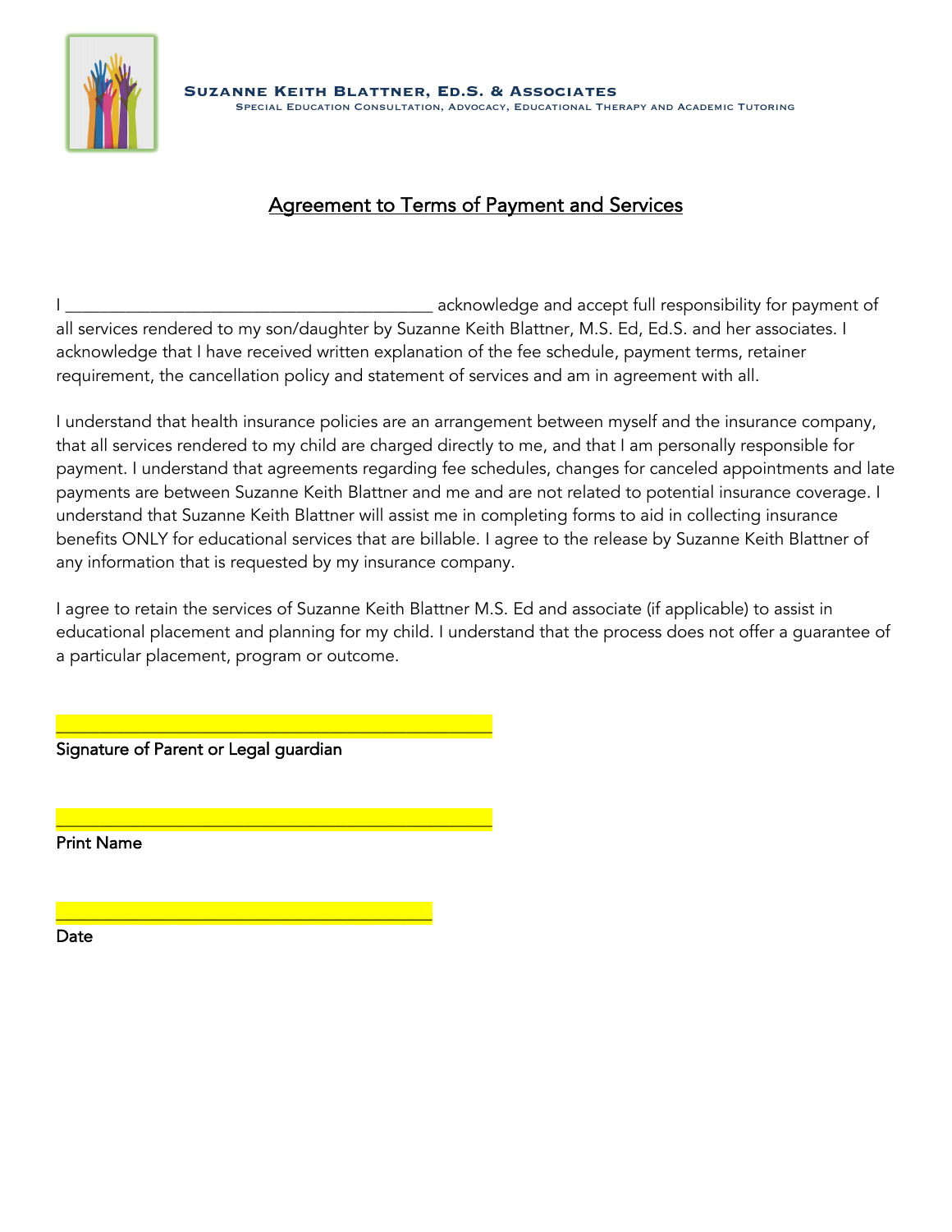**Suzanne Keith Blattner, Ed.S. & Associates**
Special Education Consultation, Advocacy, Educational Therapy and Academic Tutoring

# Agreement to Terms of Payment and Services

I ________________________________________ acknowledge and accept full responsibility for payment of all services rendered to my son/daughter by Suzanne Keith Blattner, M.S. Ed, Ed.S. and her associates. I acknowledge that I have received written explanation of the fee schedule, payment terms, retainer requirement, the cancellation policy and statement of services and am in agreement with all.

I understand that health insurance policies are an arrangement between myself and the insurance company, that all services rendered to my child are charged directly to me, and that I am personally responsible for payment. I understand that agreements regarding fee schedules, changes for canceled appointments and late payments are between Suzanne Keith Blattner and me and are not related to potential insurance coverage. I understand that Suzanne Keith Blattner will assist me in completing forms to aid in collecting insurance benefits ONLY for educational services that are billable. I agree to the release by Suzanne Keith Blattner of any information that is requested by my insurance company.

I agree to retain the services of Suzanne Keith Blattner M.S. Ed and associate (if applicable) to assist in educational placement and planning for my child. I understand that the process does not offer a guarantee of a particular placement, program or outcome.

______________________________________________
Signature of Parent or Legal guardian

______________________________________________
Print Name

_________________________________________
Date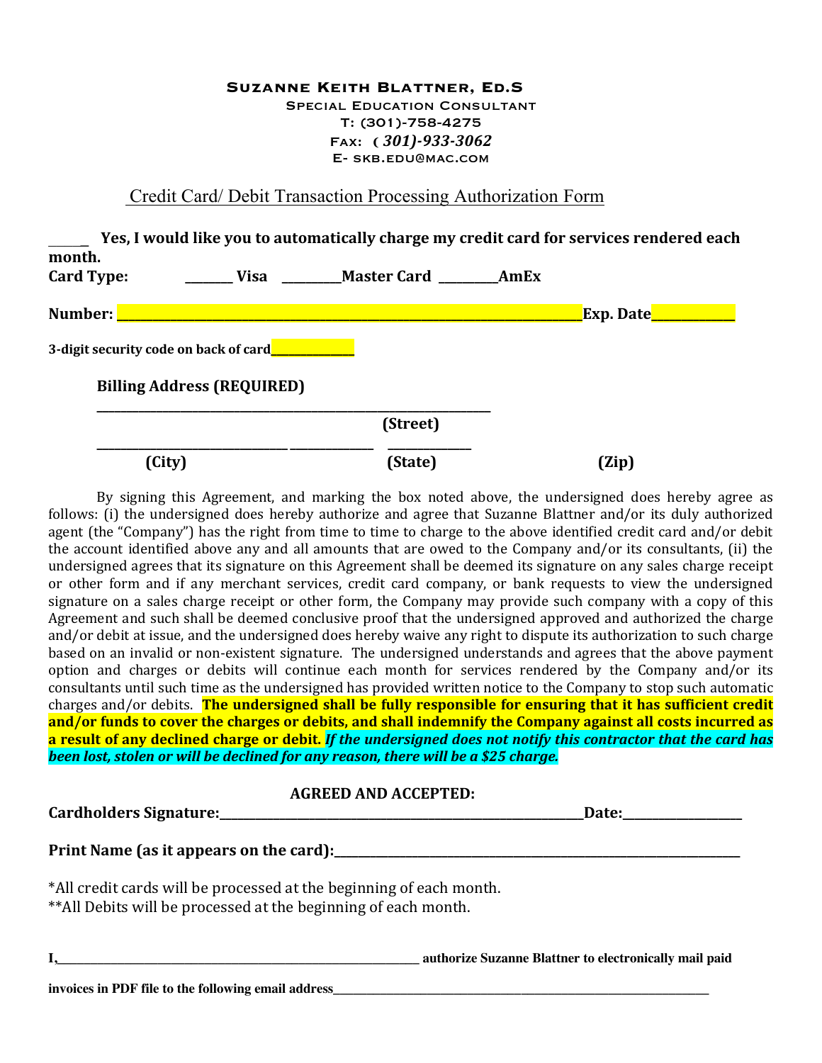**Suzanne Keith Blattner, Ed.S**
Special Education Consultant
T: (301)-758-4275
Fax: ( *301)-933-3062*
E- skb.edu@mac.com

## Credit Card/ Debit Transaction Processing Authorization Form

_____ **Yes, I would like you to automatically charge my credit card for services rendered each month.**

**Card Type:** _______ **Visa** _________**Master Card** _________**AmEx**

**Number:** ______________________________________________________________**Exp. Date**___________

**3-digit security code on back of card**____________

**Billing Address (REQUIRED)**

___________________________________________________________
**(Street)**

__________________________ _____________ ____________
**(City)** **(State)** **(Zip)**

By signing this Agreement, and marking the box noted above, the undersigned does hereby agree as follows: (i) the undersigned does hereby authorize and agree that Suzanne Blattner and/or its duly authorized agent (the "Company") has the right from time to time to charge to the above identified credit card and/or debit the account identified above any and all amounts that are owed to the Company and/or its consultants, (ii) the undersigned agrees that its signature on this Agreement shall be deemed its signature on any sales charge receipt or other form and if any merchant services, credit card company, or bank requests to view the undersigned signature on a sales charge receipt or other form, the Company may provide such company with a copy of this Agreement and such shall be deemed conclusive proof that the undersigned approved and authorized the charge and/or debit at issue, and the undersigned does hereby waive any right to dispute its authorization to such charge based on an invalid or non-existent signature. The undersigned understands and agrees that the above payment option and charges or debits will continue each month for services rendered by the Company and/or its consultants until such time as the undersigned has provided written notice to the Company to stop such automatic charges and/or debits. **The undersigned shall be fully responsible for ensuring that it has sufficient credit and/or funds to cover the charges or debits, and shall indemnify the Company against all costs incurred as a result of any declined charge or debit.** ***If the undersigned does not notify this contractor that the card has been lost, stolen or will be declined for any reason, there will be a $25 charge.***

**AGREED AND ACCEPTED:**

**Cardholders Signature:**_______________________________________________**Date:**_______________

**Print Name (as it appears on the card):**_____________________________________________________

*All credit cards will be processed at the beginning of each month.
**All Debits will be processed at the beginning of each month.

**I,**_______________________________________________ **authorize Suzanne Blattner to electronically mail paid invoices in PDF file to the following email address**_______________________________________________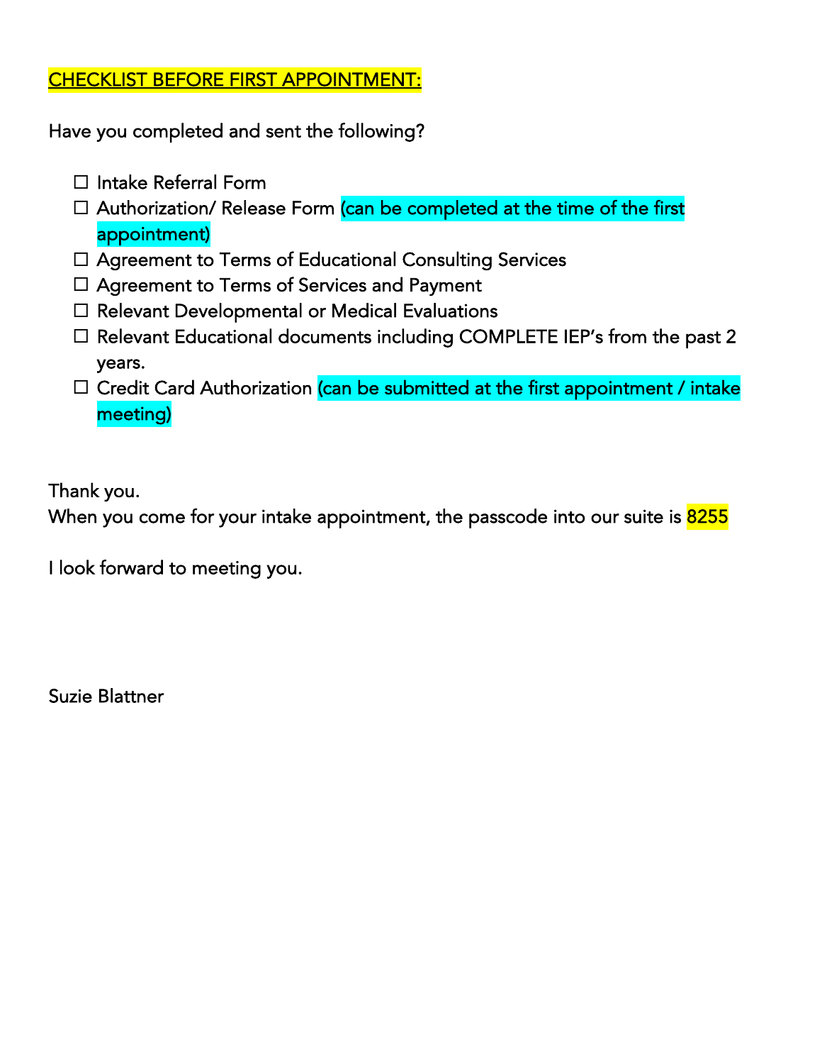## CHECKLIST BEFORE FIRST APPOINTMENT:

Have you completed and sent the following?

- ☐ Intake Referral Form
- ☐ Authorization/ Release Form (can be completed at the time of the first appointment)
- ☐ Agreement to Terms of Educational Consulting Services
- ☐ Agreement to Terms of Services and Payment
- ☐ Relevant Developmental or Medical Evaluations
- ☐ Relevant Educational documents including COMPLETE IEP's from the past 2 years.
- ☐ Credit Card Authorization (can be submitted at the first appointment / intake meeting)

Thank you.
When you come for your intake appointment, the passcode into our suite is 8255

I look forward to meeting you.

Suzie Blattner